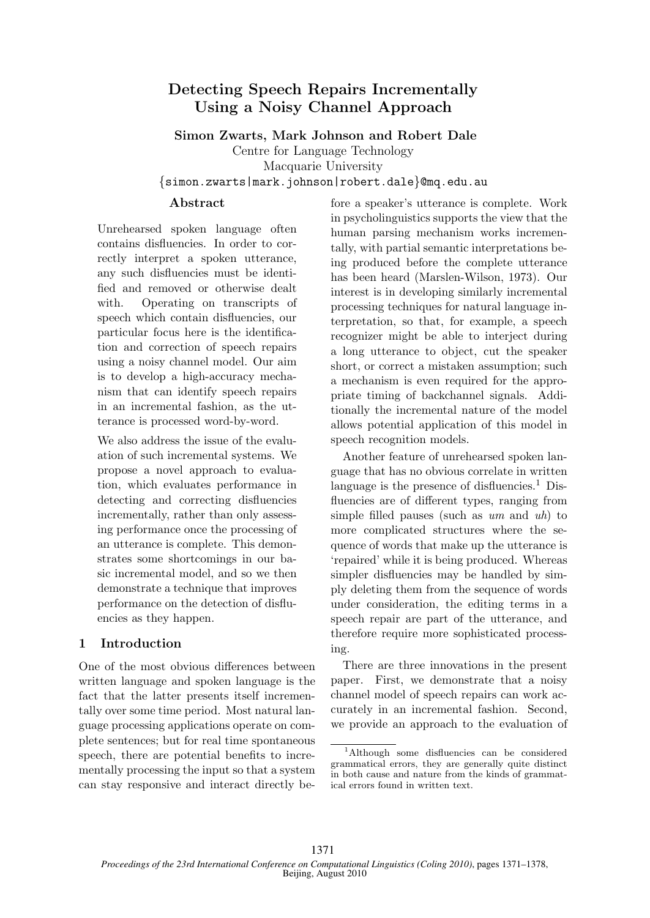# Detecting Speech Repairs Incrementally Using a Noisy Channel Approach

**Simon Zwarts, Mark Johnson and Robert Dale**

Centre for Language Technology
Macquarie University
{simon.zwarts|mark.johnson|robert.dale}@mq.edu.au

## Abstract

Unrehearsed spoken language often contains disfluencies. In order to correctly interpret a spoken utterance, any such disfluencies must be identified and removed or otherwise dealt with. Operating on transcripts of speech which contain disfluencies, our particular focus here is the identification and correction of speech repairs using a noisy channel model. Our aim is to develop a high-accuracy mechanism that can identify speech repairs in an incremental fashion, as the utterance is processed word-by-word.

We also address the issue of the evaluation of such incremental systems. We propose a novel approach to evaluation, which evaluates performance in detecting and correcting disfluencies incrementally, rather than only assessing performance once the processing of an utterance is complete. This demonstrates some shortcomings in our basic incremental model, and so we then demonstrate a technique that improves performance on the detection of disfluencies as they happen.

## 1 Introduction

One of the most obvious differences between written language and spoken language is the fact that the latter presents itself incrementally over some time period. Most natural language processing applications operate on complete sentences; but for real time spontaneous speech, there are potential benefits to incrementally processing the input so that a system can stay responsive and interact directly before a speaker's utterance is complete. Work in psycholinguistics supports the view that the human parsing mechanism works incrementally, with partial semantic interpretations being produced before the complete utterance has been heard (Marslen-Wilson, 1973). Our interest is in developing similarly incremental processing techniques for natural language interpretation, so that, for example, a speech recognizer might be able to interject during a long utterance to object, cut the speaker short, or correct a mistaken assumption; such a mechanism is even required for the appropriate timing of backchannel signals. Additionally the incremental nature of the model allows potential application of this model in speech recognition models.

Another feature of unrehearsed spoken language that has no obvious correlate in written language is the presence of disfluencies.[1] Disfluencies are of different types, ranging from simple filled pauses (such as *um* and *uh*) to more complicated structures where the sequence of words that make up the utterance is 'repaired' while it is being produced. Whereas simpler disfluencies may be handled by simply deleting them from the sequence of words under consideration, the editing terms in a speech repair are part of the utterance, and therefore require more sophisticated processing.

There are three innovations in the present paper. First, we demonstrate that a noisy channel model of speech repairs can work accurately in an incremental fashion. Second, we provide an approach to the evaluation of

[1] Although some disfluencies can be considered grammatical errors, they are generally quite distinct in both cause and nature from the kinds of grammatical errors found in written text.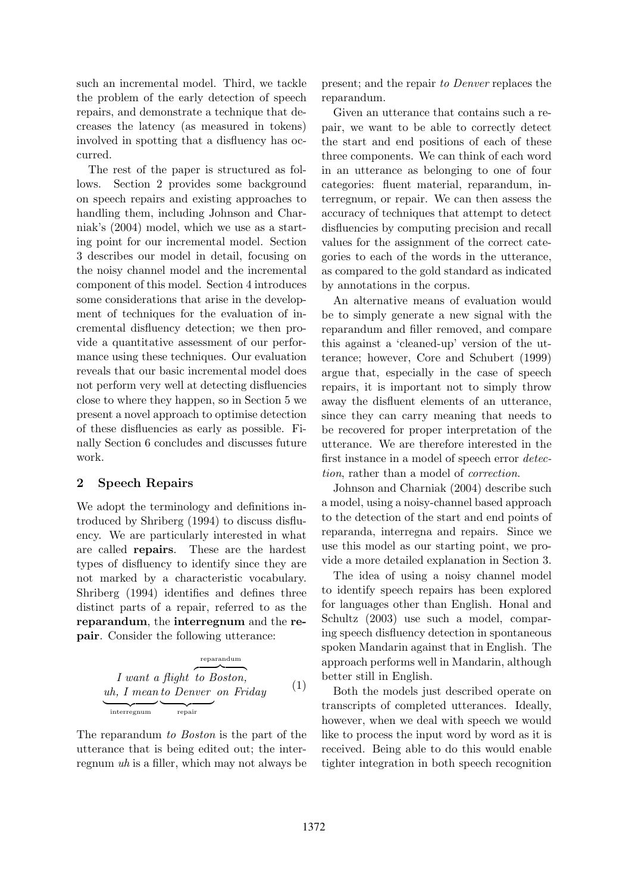such an incremental model. Third, we tackle the problem of the early detection of speech repairs, and demonstrate a technique that decreases the latency (as measured in tokens) involved in spotting that a disfluency has occurred.

The rest of the paper is structured as follows. Section 2 provides some background on speech repairs and existing approaches to handling them, including Johnson and Charniak's (2004) model, which we use as a starting point for our incremental model. Section 3 describes our model in detail, focusing on the noisy channel model and the incremental component of this model. Section 4 introduces some considerations that arise in the development of techniques for the evaluation of incremental disfluency detection; we then provide a quantitative assessment of our performance using these techniques. Our evaluation reveals that our basic incremental model does not perform very well at detecting disfluencies close to where they happen, so in Section 5 we present a novel approach to optimise detection of these disfluencies as early as possible. Finally Section 6 concludes and discusses future work.

## 2 Speech Repairs

We adopt the terminology and definitions introduced by Shriberg (1994) to discuss disfluency. We are particularly interested in what are called **repairs**. These are the hardest types of disfluency to identify since they are not marked by a characteristic vocabulary. Shriberg (1994) identifies and defines three distinct parts of a repair, referred to as the **reparandum**, the **interregnum** and the **repair**. Consider the following utterance:

$$\textit{I want a flight } \overbrace{\textit{to Boston,}}^{\text{reparandum}} \\ \underbrace{\textit{uh, I mean}}_{\text{interregnum}} \underbrace{\textit{to Denver}}_{\text{repair}} \textit{ on Friday} \quad (1)$$

The reparandum *to Boston* is the part of the utterance that is being edited out; the interregnum *uh* is a filler, which may not always be present; and the repair *to Denver* replaces the reparandum.

Given an utterance that contains such a repair, we want to be able to correctly detect the start and end positions of each of these three components. We can think of each word in an utterance as belonging to one of four categories: fluent material, reparandum, interregnum, or repair. We can then assess the accuracy of techniques that attempt to detect disfluencies by computing precision and recall values for the assignment of the correct categories to each of the words in the utterance, as compared to the gold standard as indicated by annotations in the corpus.

An alternative means of evaluation would be to simply generate a new signal with the reparandum and filler removed, and compare this against a 'cleaned-up' version of the utterance; however, Core and Schubert (1999) argue that, especially in the case of speech repairs, it is important not to simply throw away the disfluent elements of an utterance, since they can carry meaning that needs to be recovered for proper interpretation of the utterance. We are therefore interested in the first instance in a model of speech error *detection*, rather than a model of *correction*.

Johnson and Charniak (2004) describe such a model, using a noisy-channel based approach to the detection of the start and end points of reparanda, interregna and repairs. Since we use this model as our starting point, we provide a more detailed explanation in Section 3.

The idea of using a noisy channel model to identify speech repairs has been explored for languages other than English. Honal and Schultz (2003) use such a model, comparing speech disfluency detection in spontaneous spoken Mandarin against that in English. The approach performs well in Mandarin, although better still in English.

Both the models just described operate on transcripts of completed utterances. Ideally, however, when we deal with speech we would like to process the input word by word as it is received. Being able to do this would enable tighter integration in both speech recognition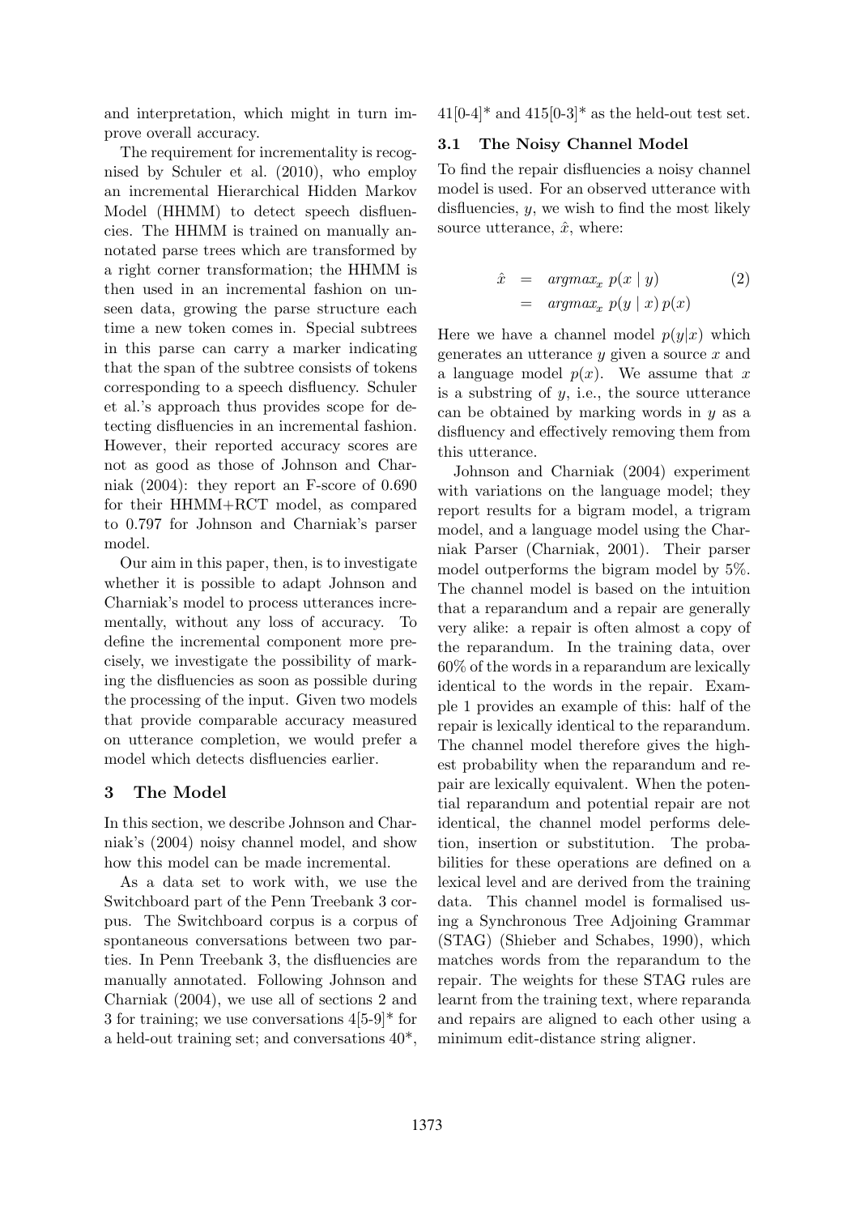and interpretation, which might in turn improve overall accuracy.

The requirement for incrementality is recognised by Schuler et al. (2010), who employ an incremental Hierarchical Hidden Markov Model (HHMM) to detect speech disfluencies. The HHMM is trained on manually annotated parse trees which are transformed by a right corner transformation; the HHMM is then used in an incremental fashion on unseen data, growing the parse structure each time a new token comes in. Special subtrees in this parse can carry a marker indicating that the span of the subtree consists of tokens corresponding to a speech disfluency. Schuler et al.'s approach thus provides scope for detecting disfluencies in an incremental fashion. However, their reported accuracy scores are not as good as those of Johnson and Charniak (2004): they report an F-score of 0.690 for their HHMM+RCT model, as compared to 0.797 for Johnson and Charniak's parser model.

Our aim in this paper, then, is to investigate whether it is possible to adapt Johnson and Charniak's model to process utterances incrementally, without any loss of accuracy. To define the incremental component more precisely, we investigate the possibility of marking the disfluencies as soon as possible during the processing of the input. Given two models that provide comparable accuracy measured on utterance completion, we would prefer a model which detects disfluencies earlier.

## 3 The Model

In this section, we describe Johnson and Charniak's (2004) noisy channel model, and show how this model can be made incremental.

As a data set to work with, we use the Switchboard part of the Penn Treebank 3 corpus. The Switchboard corpus is a corpus of spontaneous conversations between two parties. In Penn Treebank 3, the disfluencies are manually annotated. Following Johnson and Charniak (2004), we use all of sections 2 and 3 for training; we use conversations 4[5-9]* for a held-out training set; and conversations 40*, 41[0-4]* and 415[0-3]* as the held-out test set.

### 3.1 The Noisy Channel Model

To find the repair disfluencies a noisy channel model is used. For an observed utterance with disfluencies, $y$, we wish to find the most likely source utterance, $\hat{x}$, where:

$$\begin{aligned} \hat{x} &= argmax_x \; p(x \mid y) \\ &= argmax_x \; p(y \mid x) \, p(x) \end{aligned} \tag{2}$$

Here we have a channel model $p(y|x)$ which generates an utterance $y$ given a source $x$ and a language model $p(x)$. We assume that $x$ is a substring of $y$, i.e., the source utterance can be obtained by marking words in $y$ as a disfluency and effectively removing them from this utterance.

Johnson and Charniak (2004) experiment with variations on the language model; they report results for a bigram model, a trigram model, and a language model using the Charniak Parser (Charniak, 2001). Their parser model outperforms the bigram model by 5%. The channel model is based on the intuition that a reparandum and a repair are generally very alike: a repair is often almost a copy of the reparandum. In the training data, over 60% of the words in a reparandum are lexically identical to the words in the repair. Example 1 provides an example of this: half of the repair is lexically identical to the reparandum. The channel model therefore gives the highest probability when the reparandum and repair are lexically equivalent. When the potential reparandum and potential repair are not identical, the channel model performs deletion, insertion or substitution. The probabilities for these operations are defined on a lexical level and are derived from the training data. This channel model is formalised using a Synchronous Tree Adjoining Grammar (STAG) (Shieber and Schabes, 1990), which matches words from the reparandum to the repair. The weights for these STAG rules are learnt from the training text, where reparanda and repairs are aligned to each other using a minimum edit-distance string aligner.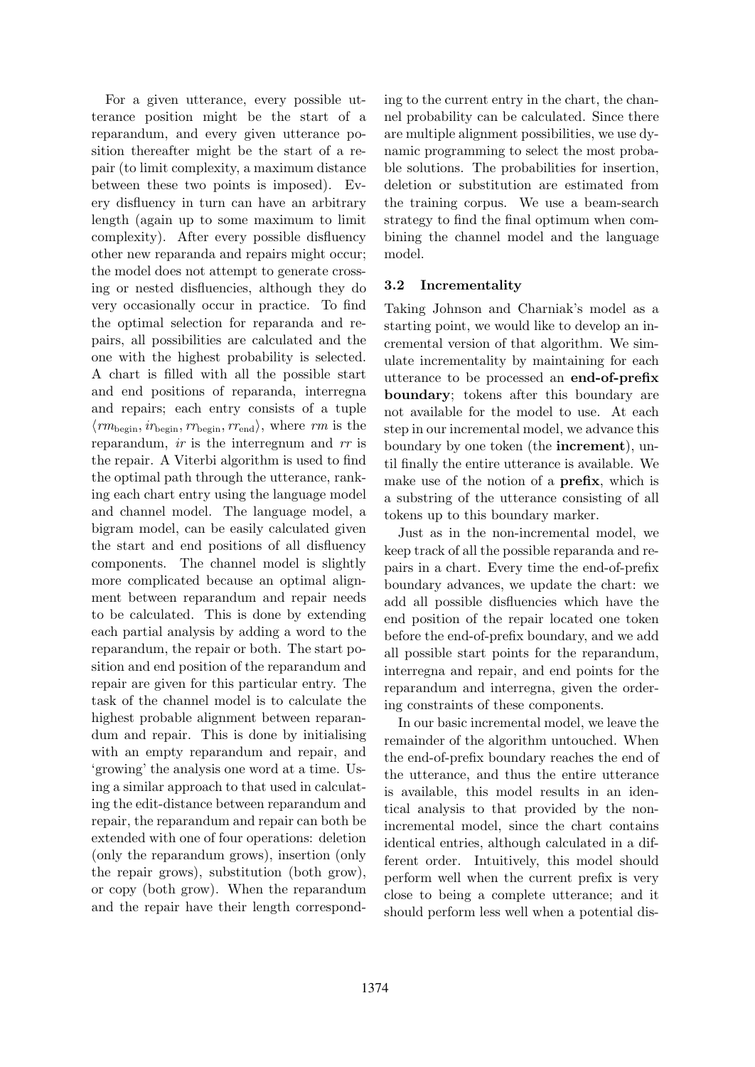For a given utterance, every possible utterance position might be the start of a reparandum, and every given utterance position thereafter might be the start of a repair (to limit complexity, a maximum distance between these two points is imposed). Every disfluency in turn can have an arbitrary length (again up to some maximum to limit complexity). After every possible disfluency other new reparanda and repairs might occur; the model does not attempt to generate crossing or nested disfluencies, although they do very occasionally occur in practice. To find the optimal selection for reparanda and repairs, all possibilities are calculated and the one with the highest probability is selected. A chart is filled with all the possible start and end positions of reparanda, interregna and repairs; each entry consists of a tuple $\langle rm_{\text{begin}}, ir_{\text{begin}}, rr_{\text{begin}}, rr_{\text{end}} \rangle$, where $rm$ is the reparandum, $ir$ is the interregnum and $rr$ is the repair. A Viterbi algorithm is used to find the optimal path through the utterance, ranking each chart entry using the language model and channel model. The language model, a bigram model, can be easily calculated given the start and end positions of all disfluency components. The channel model is slightly more complicated because an optimal alignment between reparandum and repair needs to be calculated. This is done by extending each partial analysis by adding a word to the reparandum, the repair or both. The start position and end position of the reparandum and repair are given for this particular entry. The task of the channel model is to calculate the highest probable alignment between reparandum and repair. This is done by initialising with an empty reparandum and repair, and 'growing' the analysis one word at a time. Using a similar approach to that used in calculating the edit-distance between reparandum and repair, the reparandum and repair can both be extended with one of four operations: deletion (only the reparandum grows), insertion (only the repair grows), substitution (both grow), or copy (both grow). When the reparandum and the repair have their length corresponding to the current entry in the chart, the channel probability can be calculated. Since there are multiple alignment possibilities, we use dynamic programming to select the most probable solutions. The probabilities for insertion, deletion or substitution are estimated from the training corpus. We use a beam-search strategy to find the final optimum when combining the channel model and the language model.

### 3.2 Incrementality

Taking Johnson and Charniak's model as a starting point, we would like to develop an incremental version of that algorithm. We simulate incrementality by maintaining for each utterance to be processed an **end-of-prefix boundary**; tokens after this boundary are not available for the model to use. At each step in our incremental model, we advance this boundary by one token (the **increment**), until finally the entire utterance is available. We make use of the notion of a **prefix**, which is a substring of the utterance consisting of all tokens up to this boundary marker.

Just as in the non-incremental model, we keep track of all the possible reparanda and repairs in a chart. Every time the end-of-prefix boundary advances, we update the chart: we add all possible disfluencies which have the end position of the repair located one token before the end-of-prefix boundary, and we add all possible start points for the reparandum, interregna and repair, and end points for the reparandum and interregna, given the ordering constraints of these components.

In our basic incremental model, we leave the remainder of the algorithm untouched. When the end-of-prefix boundary reaches the end of the utterance, and thus the entire utterance is available, this model results in an identical analysis to that provided by the non-incremental model, since the chart contains identical entries, although calculated in a different order. Intuitively, this model should perform well when the current prefix is very close to being a complete utterance; and it should perform less well when a potential dis-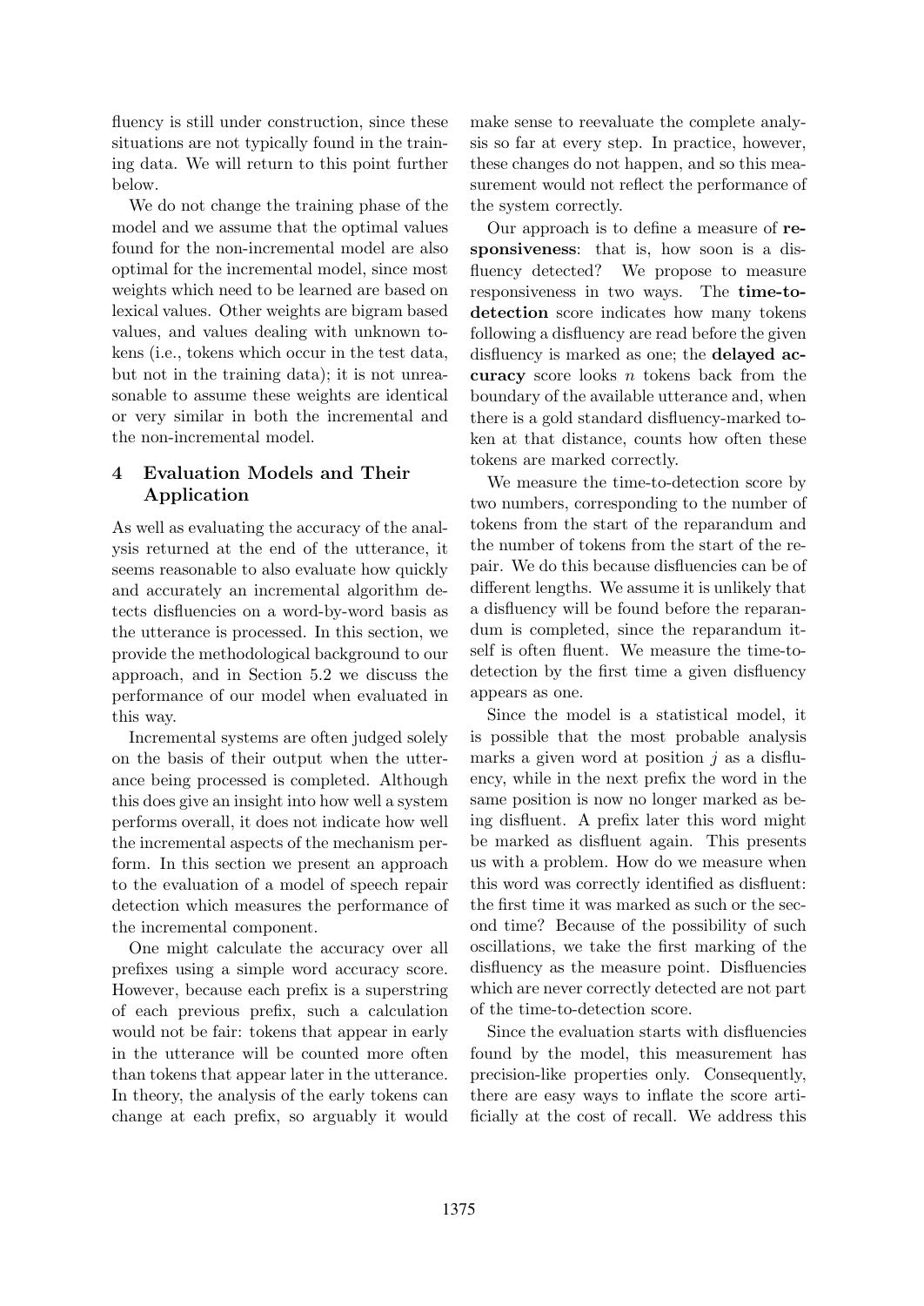fluency is still under construction, since these situations are not typically found in the training data. We will return to this point further below.

We do not change the training phase of the model and we assume that the optimal values found for the non-incremental model are also optimal for the incremental model, since most weights which need to be learned are based on lexical values. Other weights are bigram based values, and values dealing with unknown tokens (i.e., tokens which occur in the test data, but not in the training data); it is not unreasonable to assume these weights are identical or very similar in both the incremental and the non-incremental model.

## 4 Evaluation Models and Their Application

As well as evaluating the accuracy of the analysis returned at the end of the utterance, it seems reasonable to also evaluate how quickly and accurately an incremental algorithm detects disfluencies on a word-by-word basis as the utterance is processed. In this section, we provide the methodological background to our approach, and in Section 5.2 we discuss the performance of our model when evaluated in this way.

Incremental systems are often judged solely on the basis of their output when the utterance being processed is completed. Although this does give an insight into how well a system performs overall, it does not indicate how well the incremental aspects of the mechanism perform. In this section we present an approach to the evaluation of a model of speech repair detection which measures the performance of the incremental component.

One might calculate the accuracy over all prefixes using a simple word accuracy score. However, because each prefix is a superstring of each previous prefix, such a calculation would not be fair: tokens that appear in early in the utterance will be counted more often than tokens that appear later in the utterance. In theory, the analysis of the early tokens can change at each prefix, so arguably it would make sense to reevaluate the complete analysis so far at every step. In practice, however, these changes do not happen, and so this measurement would not reflect the performance of the system correctly.

Our approach is to define a measure of **responsiveness**: that is, how soon is a disfluency detected? We propose to measure responsiveness in two ways. The **time-to-detection** score indicates how many tokens following a disfluency are read before the given disfluency is marked as one; the **delayed accuracy** score looks $n$ tokens back from the boundary of the available utterance and, when there is a gold standard disfluency-marked token at that distance, counts how often these tokens are marked correctly.

We measure the time-to-detection score by two numbers, corresponding to the number of tokens from the start of the reparandum and the number of tokens from the start of the repair. We do this because disfluencies can be of different lengths. We assume it is unlikely that a disfluency will be found before the reparandum is completed, since the reparandum itself is often fluent. We measure the time-to-detection by the first time a given disfluency appears as one.

Since the model is a statistical model, it is possible that the most probable analysis marks a given word at position $j$ as a disfluency, while in the next prefix the word in the same position is now no longer marked as being disfluent. A prefix later this word might be marked as disfluent again. This presents us with a problem. How do we measure when this word was correctly identified as disfluent: the first time it was marked as such or the second time? Because of the possibility of such oscillations, we take the first marking of the disfluency as the measure point. Disfluencies which are never correctly detected are not part of the time-to-detection score.

Since the evaluation starts with disfluencies found by the model, this measurement has precision-like properties only. Consequently, there are easy ways to inflate the score artificially at the cost of recall. We address this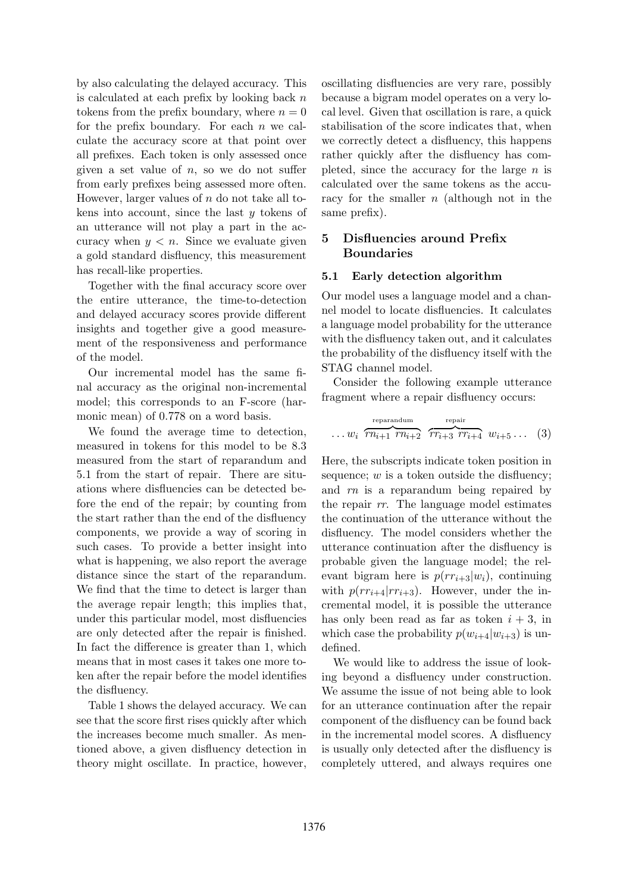by also calculating the delayed accuracy. This is calculated at each prefix by looking back $n$ tokens from the prefix boundary, where $n = 0$ for the prefix boundary. For each $n$ we calculate the accuracy score at that point over all prefixes. Each token is only assessed once given a set value of $n$, so we do not suffer from early prefixes being assessed more often. However, larger values of $n$ do not take all tokens into account, since the last $y$ tokens of an utterance will not play a part in the accuracy when $y < n$. Since we evaluate given a gold standard disfluency, this measurement has recall-like properties.

Together with the final accuracy score over the entire utterance, the time-to-detection and delayed accuracy scores provide different insights and together give a good measurement of the responsiveness and performance of the model.

Our incremental model has the same final accuracy as the original non-incremental model; this corresponds to an F-score (harmonic mean) of 0.778 on a word basis.

We found the average time to detection, measured in tokens for this model to be 8.3 measured from the start of reparandum and 5.1 from the start of repair. There are situations where disfluencies can be detected before the end of the repair; by counting from the start rather than the end of the disfluency components, we provide a way of scoring in such cases. To provide a better insight into what is happening, we also report the average distance since the start of the reparandum. We find that the time to detect is larger than the average repair length; this implies that, under this particular model, most disfluencies are only detected after the repair is finished. In fact the difference is greater than 1, which means that in most cases it takes one more token after the repair before the model identifies the disfluency.

Table 1 shows the delayed accuracy. We can see that the score first rises quickly after which the increases become much smaller. As mentioned above, a given disfluency detection in theory might oscillate. In practice, however, oscillating disfluencies are very rare, possibly because a bigram model operates on a very local level. Given that oscillation is rare, a quick stabilisation of the score indicates that, when we correctly detect a disfluency, this happens rather quickly after the disfluency has completed, since the accuracy for the large $n$ is calculated over the same tokens as the accuracy for the smaller $n$ (although not in the same prefix).

## 5 Disfluencies around Prefix Boundaries

### 5.1 Early detection algorithm

Our model uses a language model and a channel model to locate disfluencies. It calculates a language model probability for the utterance with the disfluency taken out, and it calculates the probability of the disfluency itself with the STAG channel model.

Consider the following example utterance fragment where a repair disfluency occurs:

$$\ldots w_i \overbrace{rn_{i+1}\ rn_{i+2}}^{\text{reparandum}} \overbrace{rr_{i+3}\ rr_{i+4}}^{\text{repair}} w_{i+5} \ldots \quad (3)$$

Here, the subscripts indicate token position in sequence; $w$ is a token outside the disfluency; and $rn$ is a reparandum being repaired by the repair $rr$. The language model estimates the continuation of the utterance without the disfluency. The model considers whether the utterance continuation after the disfluency is probable given the language model; the relevant bigram here is $p(rr_{i+3}|w_i)$, continuing with $p(rr_{i+4}|rr_{i+3})$. However, under the incremental model, it is possible the utterance has only been read as far as token $i + 3$, in which case the probability $p(w_{i+4}|w_{i+3})$ is undefined.

We would like to address the issue of looking beyond a disfluency under construction. We assume the issue of not being able to look for an utterance continuation after the repair component of the disfluency can be found back in the incremental model scores. A disfluency is usually only detected after the disfluency is completely uttered, and always requires one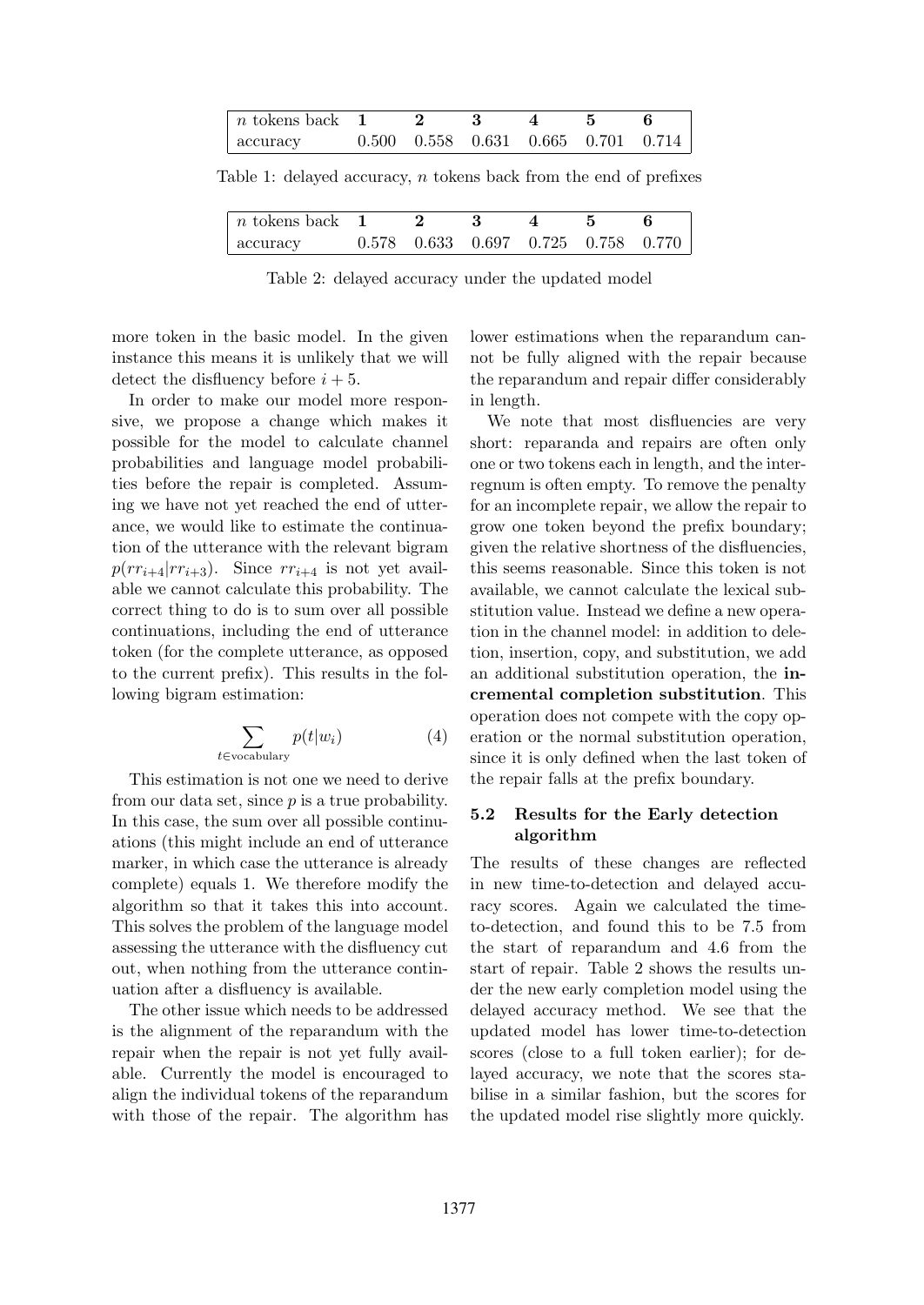| $n$ tokens back | **1** | **2** | **3** | **4** | **5** | **6** |
|---|---|---|---|---|---|---|
| accuracy | 0.500 | 0.558 | 0.631 | 0.665 | 0.701 | 0.714 |

Table 1: delayed accuracy, $n$ tokens back from the end of prefixes

| $n$ tokens back | **1** | **2** | **3** | **4** | **5** | **6** |
|---|---|---|---|---|---|---|
| accuracy | 0.578 | 0.633 | 0.697 | 0.725 | 0.758 | 0.770 |

Table 2: delayed accuracy under the updated model

more token in the basic model. In the given instance this means it is unlikely that we will detect the disfluency before $i + 5$.

In order to make our model more responsive, we propose a change which makes it possible for the model to calculate channel probabilities and language model probabilities before the repair is completed. Assuming we have not yet reached the end of utterance, we would like to estimate the continuation of the utterance with the relevant bigram $p(rr_{i+4}|rr_{i+3})$. Since $rr_{i+4}$ is not yet available we cannot calculate this probability. The correct thing to do is to sum over all possible continuations, including the end of utterance token (for the complete utterance, as opposed to the current prefix). This results in the following bigram estimation:

$$\sum_{t \in \text{vocabulary}} p(t|w_i) \tag{4}$$

This estimation is not one we need to derive from our data set, since $p$ is a true probability. In this case, the sum over all possible continuations (this might include an end of utterance marker, in which case the utterance is already complete) equals 1. We therefore modify the algorithm so that it takes this into account. This solves the problem of the language model assessing the utterance with the disfluency cut out, when nothing from the utterance continuation after a disfluency is available.

The other issue which needs to be addressed is the alignment of the reparandum with the repair when the repair is not yet fully available. Currently the model is encouraged to align the individual tokens of the reparandum with those of the repair. The algorithm has lower estimations when the reparandum cannot be fully aligned with the repair because the reparandum and repair differ considerably in length.

We note that most disfluencies are very short: reparanda and repairs are often only one or two tokens each in length, and the interregnum is often empty. To remove the penalty for an incomplete repair, we allow the repair to grow one token beyond the prefix boundary; given the relative shortness of the disfluencies, this seems reasonable. Since this token is not available, we cannot calculate the lexical substitution value. Instead we define a new operation in the channel model: in addition to deletion, insertion, copy, and substitution, we add an additional substitution operation, the **incremental completion substitution**. This operation does not compete with the copy operation or the normal substitution operation, since it is only defined when the last token of the repair falls at the prefix boundary.

### 5.2 Results for the Early detection algorithm

The results of these changes are reflected in new time-to-detection and delayed accuracy scores. Again we calculated the time-to-detection, and found this to be 7.5 from the start of reparandum and 4.6 from the start of repair. Table 2 shows the results under the new early completion model using the delayed accuracy method. We see that the updated model has lower time-to-detection scores (close to a full token earlier); for delayed accuracy, we note that the scores stabilise in a similar fashion, but the scores for the updated model rise slightly more quickly.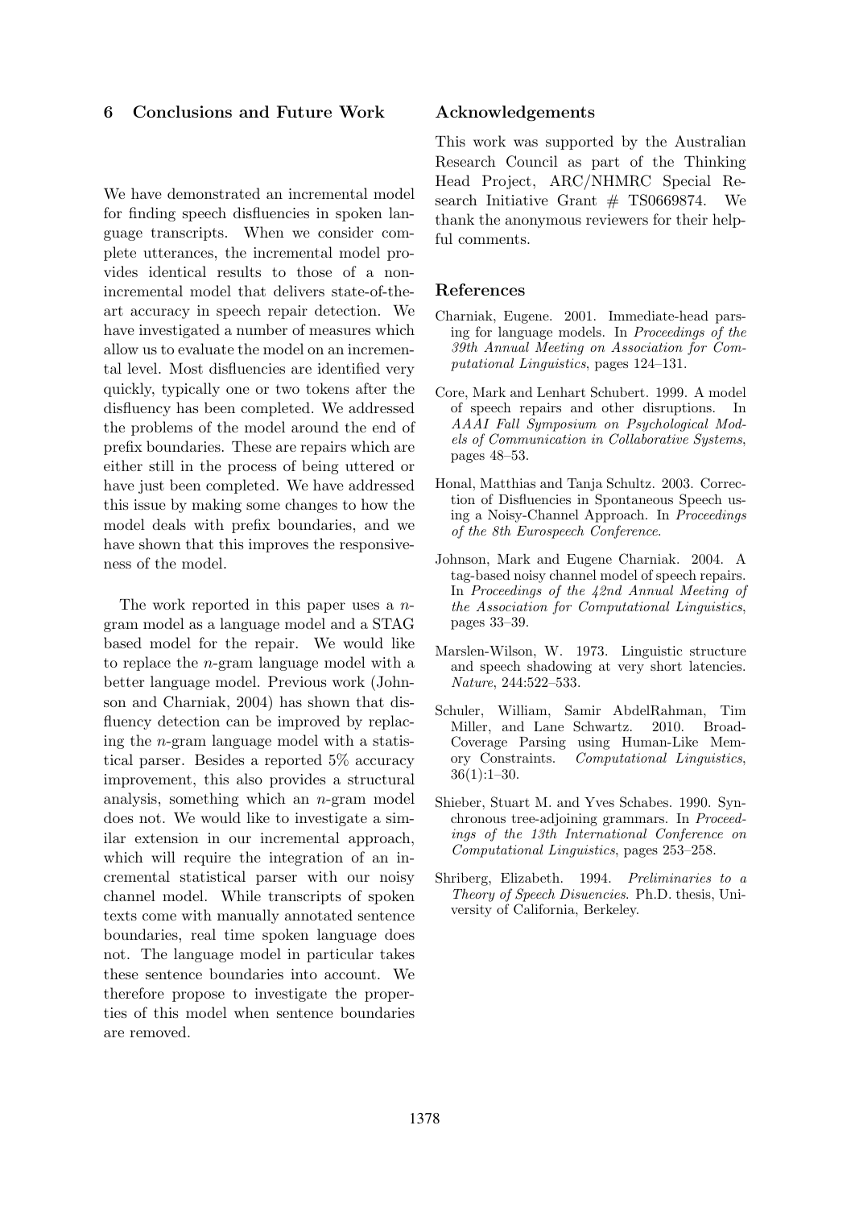## 6 Conclusions and Future Work

We have demonstrated an incremental model for finding speech disfluencies in spoken language transcripts. When we consider complete utterances, the incremental model provides identical results to those of a non-incremental model that delivers state-of-the-art accuracy in speech repair detection. We have investigated a number of measures which allow us to evaluate the model on an incremental level. Most disfluencies are identified very quickly, typically one or two tokens after the disfluency has been completed. We addressed the problems of the model around the end of prefix boundaries. These are repairs which are either still in the process of being uttered or have just been completed. We have addressed this issue by making some changes to how the model deals with prefix boundaries, and we have shown that this improves the responsiveness of the model.

The work reported in this paper uses a $n$-gram model as a language model and a STAG based model for the repair. We would like to replace the $n$-gram language model with a better language model. Previous work (Johnson and Charniak, 2004) has shown that disfluency detection can be improved by replacing the $n$-gram language model with a statistical parser. Besides a reported 5% accuracy improvement, this also provides a structural analysis, something which an $n$-gram model does not. We would like to investigate a similar extension in our incremental approach, which will require the integration of an incremental statistical parser with our noisy channel model. While transcripts of spoken texts come with manually annotated sentence boundaries, real time spoken language does not. The language model in particular takes these sentence boundaries into account. We therefore propose to investigate the properties of this model when sentence boundaries are removed.

## Acknowledgements

This work was supported by the Australian Research Council as part of the Thinking Head Project, ARC/NHMRC Special Research Initiative Grant # TS0669874. We thank the anonymous reviewers for their helpful comments.

## References

Charniak, Eugene. 2001. Immediate-head parsing for language models. In *Proceedings of the 39th Annual Meeting on Association for Computational Linguistics*, pages 124–131.

Core, Mark and Lenhart Schubert. 1999. A model of speech repairs and other disruptions. In *AAAI Fall Symposium on Psychological Models of Communication in Collaborative Systems*, pages 48–53.

Honal, Matthias and Tanja Schultz. 2003. Correction of Disfluencies in Spontaneous Speech using a Noisy-Channel Approach. In *Proceedings of the 8th Eurospeech Conference*.

Johnson, Mark and Eugene Charniak. 2004. A tag-based noisy channel model of speech repairs. In *Proceedings of the 42nd Annual Meeting of the Association for Computational Linguistics*, pages 33–39.

Marslen-Wilson, W. 1973. Linguistic structure and speech shadowing at very short latencies. *Nature*, 244:522–533.

Schuler, William, Samir AbdelRahman, Tim Miller, and Lane Schwartz. 2010. Broad-Coverage Parsing using Human-Like Memory Constraints. *Computational Linguistics*, 36(1):1–30.

Shieber, Stuart M. and Yves Schabes. 1990. Synchronous tree-adjoining grammars. In *Proceedings of the 13th International Conference on Computational Linguistics*, pages 253–258.

Shriberg, Elizabeth. 1994. *Preliminaries to a Theory of Speech Disuencies*. Ph.D. thesis, University of California, Berkeley.